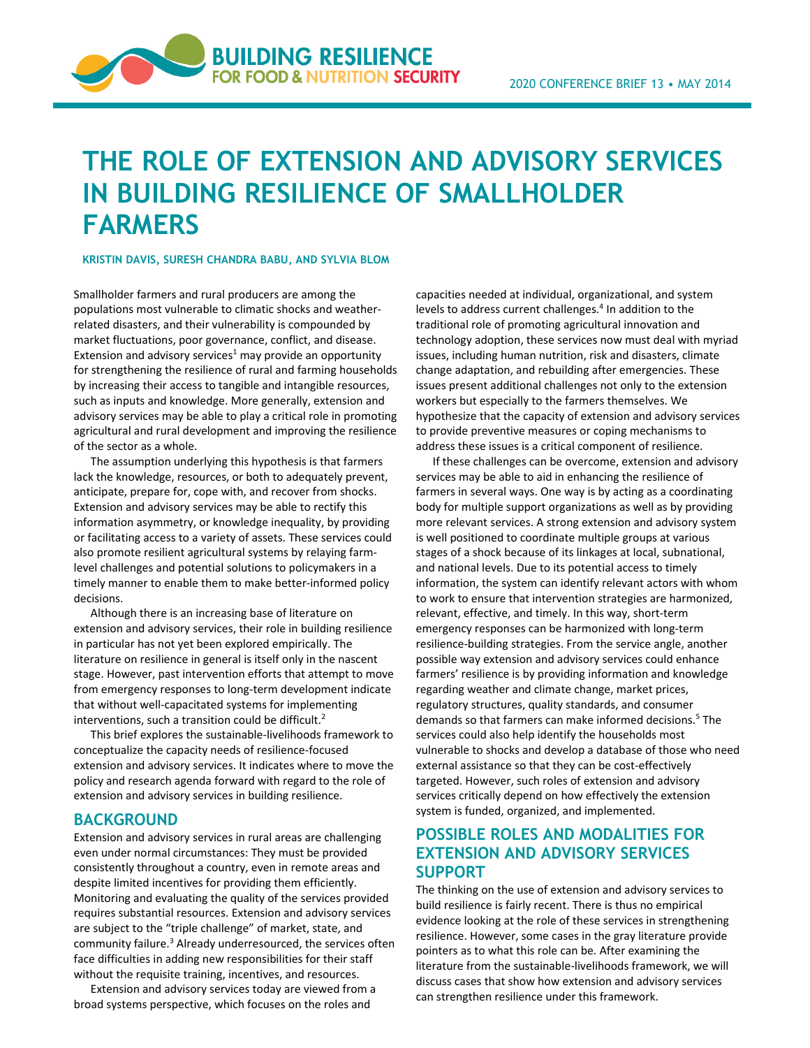# THE ROLE OF EXTENSION AND ADVISORY SERVICES IN BUILDING RESILIENCE OF SMALLHOLDER FARMERS

**KRISTIN DAVIS, SURESH CHANDRA BABU, AND SYLVIA BLOM**

Smallholder farmers and rural producers are among the populations most vulnerable to climatic shocks and weather-related disasters, and their vulnerability is compounded by market fluctuations, poor governance, conflict, and disease. Extension and advisory services[1] may provide an opportunity for strengthening the resilience of rural and farming households by increasing their access to tangible and intangible resources, such as inputs and knowledge. More generally, extension and advisory services may be able to play a critical role in promoting agricultural and rural development and improving the resilience of the sector as a whole.

The assumption underlying this hypothesis is that farmers lack the knowledge, resources, or both to adequately prevent, anticipate, prepare for, cope with, and recover from shocks. Extension and advisory services may be able to rectify this information asymmetry, or knowledge inequality, by providing or facilitating access to a variety of assets. These services could also promote resilient agricultural systems by relaying farm-level challenges and potential solutions to policymakers in a timely manner to enable them to make better-informed policy decisions.

Although there is an increasing base of literature on extension and advisory services, their role in building resilience in particular has not yet been explored empirically. The literature on resilience in general is itself only in the nascent stage. However, past intervention efforts that attempt to move from emergency responses to long-term development indicate that without well-capacitated systems for implementing interventions, such a transition could be difficult.[2]

This brief explores the sustainable-livelihoods framework to conceptualize the capacity needs of resilience-focused extension and advisory services. It indicates where to move the policy and research agenda forward with regard to the role of extension and advisory services in building resilience.

## BACKGROUND

Extension and advisory services in rural areas are challenging even under normal circumstances: They must be provided consistently throughout a country, even in remote areas and despite limited incentives for providing them efficiently. Monitoring and evaluating the quality of the services provided requires substantial resources. Extension and advisory services are subject to the "triple challenge" of market, state, and community failure.[3] Already underresourced, the services often face difficulties in adding new responsibilities for their staff without the requisite training, incentives, and resources.

Extension and advisory services today are viewed from a broad systems perspective, which focuses on the roles and capacities needed at individual, organizational, and system levels to address current challenges.[4] In addition to the traditional role of promoting agricultural innovation and technology adoption, these services now must deal with myriad issues, including human nutrition, risk and disasters, climate change adaptation, and rebuilding after emergencies. These issues present additional challenges not only to the extension workers but especially to the farmers themselves. We hypothesize that the capacity of extension and advisory services to provide preventive measures or coping mechanisms to address these issues is a critical component of resilience.

If these challenges can be overcome, extension and advisory services may be able to aid in enhancing the resilience of farmers in several ways. One way is by acting as a coordinating body for multiple support organizations as well as by providing more relevant services. A strong extension and advisory system is well positioned to coordinate multiple groups at various stages of a shock because of its linkages at local, subnational, and national levels. Due to its potential access to timely information, the system can identify relevant actors with whom to work to ensure that intervention strategies are harmonized, relevant, effective, and timely. In this way, short-term emergency responses can be harmonized with long-term resilience-building strategies. From the service angle, another possible way extension and advisory services could enhance farmers' resilience is by providing information and knowledge regarding weather and climate change, market prices, regulatory structures, quality standards, and consumer demands so that farmers can make informed decisions.[5] The services could also help identify the households most vulnerable to shocks and develop a database of those who need external assistance so that they can be cost-effectively targeted. However, such roles of extension and advisory services critically depend on how effectively the extension system is funded, organized, and implemented.

## POSSIBLE ROLES AND MODALITIES FOR EXTENSION AND ADVISORY SERVICES SUPPORT

The thinking on the use of extension and advisory services to build resilience is fairly recent. There is thus no empirical evidence looking at the role of these services in strengthening resilience. However, some cases in the gray literature provide pointers as to what this role can be. After examining the literature from the sustainable-livelihoods framework, we will discuss cases that show how extension and advisory services can strengthen resilience under this framework.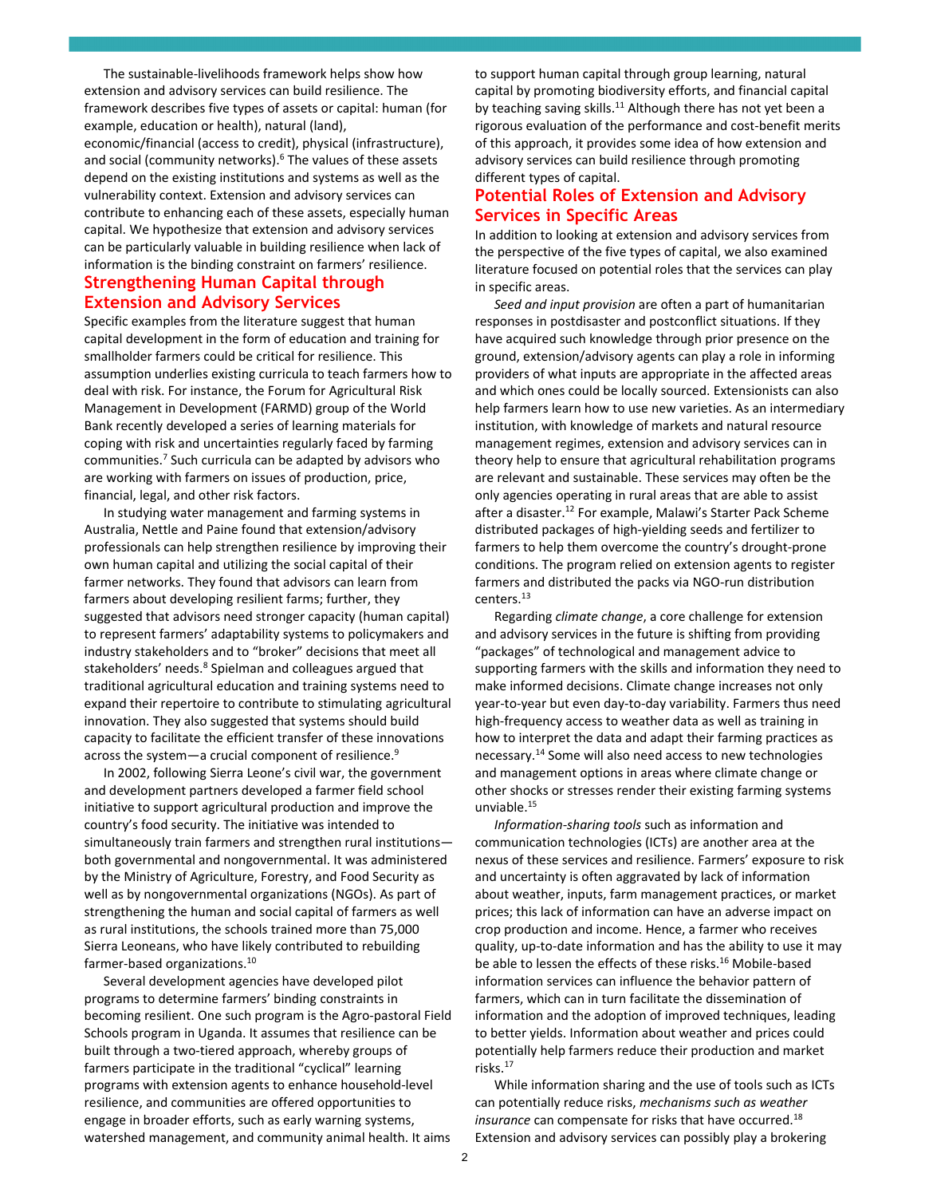The sustainable-livelihoods framework helps show how extension and advisory services can build resilience. The framework describes five types of assets or capital: human (for example, education or health), natural (land), economic/financial (access to credit), physical (infrastructure), and social (community networks).[6] The values of these assets depend on the existing institutions and systems as well as the vulnerability context. Extension and advisory services can contribute to enhancing each of these assets, especially human capital. We hypothesize that extension and advisory services can be particularly valuable in building resilience when lack of information is the binding constraint on farmers' resilience.

## Strengthening Human Capital through Extension and Advisory Services

Specific examples from the literature suggest that human capital development in the form of education and training for smallholder farmers could be critical for resilience. This assumption underlies existing curricula to teach farmers how to deal with risk. For instance, the Forum for Agricultural Risk Management in Development (FARMD) group of the World Bank recently developed a series of learning materials for coping with risk and uncertainties regularly faced by farming communities.[7] Such curricula can be adapted by advisors who are working with farmers on issues of production, price, financial, legal, and other risk factors.

In studying water management and farming systems in Australia, Nettle and Paine found that extension/advisory professionals can help strengthen resilience by improving their own human capital and utilizing the social capital of their farmer networks. They found that advisors can learn from farmers about developing resilient farms; further, they suggested that advisors need stronger capacity (human capital) to represent farmers' adaptability systems to policymakers and industry stakeholders and to "broker" decisions that meet all stakeholders' needs.[8] Spielman and colleagues argued that traditional agricultural education and training systems need to expand their repertoire to contribute to stimulating agricultural innovation. They also suggested that systems should build capacity to facilitate the efficient transfer of these innovations across the system—a crucial component of resilience.[9]

In 2002, following Sierra Leone's civil war, the government and development partners developed a farmer field school initiative to support agricultural production and improve the country's food security. The initiative was intended to simultaneously train farmers and strengthen rural institutions—both governmental and nongovernmental. It was administered by the Ministry of Agriculture, Forestry, and Food Security as well as by nongovernmental organizations (NGOs). As part of strengthening the human and social capital of farmers as well as rural institutions, the schools trained more than 75,000 Sierra Leoneans, who have likely contributed to rebuilding farmer-based organizations.[10]

Several development agencies have developed pilot programs to determine farmers' binding constraints in becoming resilient. One such program is the Agro-pastoral Field Schools program in Uganda. It assumes that resilience can be built through a two-tiered approach, whereby groups of farmers participate in the traditional "cyclical" learning programs with extension agents to enhance household-level resilience, and communities are offered opportunities to engage in broader efforts, such as early warning systems, watershed management, and community animal health. It aims to support human capital through group learning, natural capital by promoting biodiversity efforts, and financial capital by teaching saving skills.[11] Although there has not yet been a rigorous evaluation of the performance and cost-benefit merits of this approach, it provides some idea of how extension and advisory services can build resilience through promoting different types of capital.

## Potential Roles of Extension and Advisory Services in Specific Areas

In addition to looking at extension and advisory services from the perspective of the five types of capital, we also examined literature focused on potential roles that the services can play in specific areas.

*Seed and input provision* are often a part of humanitarian responses in postdisaster and postconflict situations. If they have acquired such knowledge through prior presence on the ground, extension/advisory agents can play a role in informing providers of what inputs are appropriate in the affected areas and which ones could be locally sourced. Extensionists can also help farmers learn how to use new varieties. As an intermediary institution, with knowledge of markets and natural resource management regimes, extension and advisory services can in theory help to ensure that agricultural rehabilitation programs are relevant and sustainable. These services may often be the only agencies operating in rural areas that are able to assist after a disaster.[12] For example, Malawi's Starter Pack Scheme distributed packages of high-yielding seeds and fertilizer to farmers to help them overcome the country's drought-prone conditions. The program relied on extension agents to register farmers and distributed the packs via NGO-run distribution centers.[13]

Regarding *climate change*, a core challenge for extension and advisory services in the future is shifting from providing "packages" of technological and management advice to supporting farmers with the skills and information they need to make informed decisions. Climate change increases not only year-to-year but even day-to-day variability. Farmers thus need high-frequency access to weather data as well as training in how to interpret the data and adapt their farming practices as necessary.[14] Some will also need access to new technologies and management options in areas where climate change or other shocks or stresses render their existing farming systems unviable.[15]

*Information-sharing tools* such as information and communication technologies (ICTs) are another area at the nexus of these services and resilience. Farmers' exposure to risk and uncertainty is often aggravated by lack of information about weather, inputs, farm management practices, or market prices; this lack of information can have an adverse impact on crop production and income. Hence, a farmer who receives quality, up-to-date information and has the ability to use it may be able to lessen the effects of these risks.[16] Mobile-based information services can influence the behavior pattern of farmers, which can in turn facilitate the dissemination of information and the adoption of improved techniques, leading to better yields. Information about weather and prices could potentially help farmers reduce their production and market risks.[17]

While information sharing and the use of tools such as ICTs can potentially reduce risks, *mechanisms such as weather insurance* can compensate for risks that have occurred.[18] Extension and advisory services can possibly play a brokering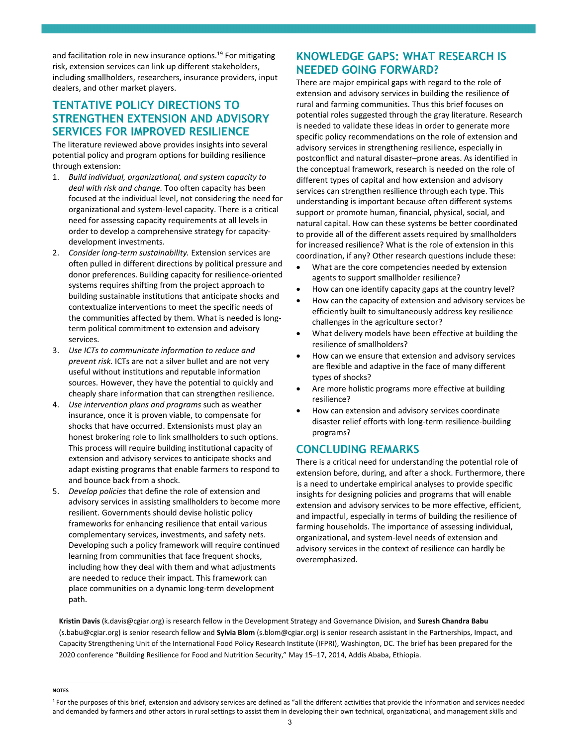and facilitation role in new insurance options.[19] For mitigating risk, extension services can link up different stakeholders, including smallholders, researchers, insurance providers, input dealers, and other market players.

## TENTATIVE POLICY DIRECTIONS TO STRENGTHEN EXTENSION AND ADVISORY SERVICES FOR IMPROVED RESILIENCE

The literature reviewed above provides insights into several potential policy and program options for building resilience through extension:

1. *Build individual, organizational, and system capacity to deal with risk and change.* Too often capacity has been focused at the individual level, not considering the need for organizational and system-level capacity. There is a critical need for assessing capacity requirements at all levels in order to develop a comprehensive strategy for capacity-development investments.
2. *Consider long-term sustainability.* Extension services are often pulled in different directions by political pressure and donor preferences. Building capacity for resilience-oriented systems requires shifting from the project approach to building sustainable institutions that anticipate shocks and contextualize interventions to meet the specific needs of the communities affected by them. What is needed is long-term political commitment to extension and advisory services.
3. *Use ICTs to communicate information to reduce and prevent risk.* ICTs are not a silver bullet and are not very useful without institutions and reputable information sources. However, they have the potential to quickly and cheaply share information that can strengthen resilience.
4. *Use intervention plans and programs* such as weather insurance, once it is proven viable, to compensate for shocks that have occurred. Extensionists must play an honest brokering role to link smallholders to such options. This process will require building institutional capacity of extension and advisory services to anticipate shocks and adapt existing programs that enable farmers to respond to and bounce back from a shock.
5. *Develop policies* that define the role of extension and advisory services in assisting smallholders to become more resilient. Governments should devise holistic policy frameworks for enhancing resilience that entail various complementary services, investments, and safety nets. Developing such a policy framework will require continued learning from communities that face frequent shocks, including how they deal with them and what adjustments are needed to reduce their impact. This framework can place communities on a dynamic long-term development path.

## KNOWLEDGE GAPS: WHAT RESEARCH IS NEEDED GOING FORWARD?

There are major empirical gaps with regard to the role of extension and advisory services in building the resilience of rural and farming communities. Thus this brief focuses on potential roles suggested through the gray literature. Research is needed to validate these ideas in order to generate more specific policy recommendations on the role of extension and advisory services in strengthening resilience, especially in postconflict and natural disaster–prone areas. As identified in the conceptual framework, research is needed on the role of different types of capital and how extension and advisory services can strengthen resilience through each type. This understanding is important because often different systems support or promote human, financial, physical, social, and natural capital. How can these systems be better coordinated to provide all of the different assets required by smallholders for increased resilience? What is the role of extension in this coordination, if any? Other research questions include these:

- What are the core competencies needed by extension agents to support smallholder resilience?
- How can one identify capacity gaps at the country level?
- How can the capacity of extension and advisory services be efficiently built to simultaneously address key resilience challenges in the agriculture sector?
- What delivery models have been effective at building the resilience of smallholders?
- How can we ensure that extension and advisory services are flexible and adaptive in the face of many different types of shocks?
- Are more holistic programs more effective at building resilience?
- How can extension and advisory services coordinate disaster relief efforts with long-term resilience-building programs?

## CONCLUDING REMARKS

There is a critical need for understanding the potential role of extension before, during, and after a shock. Furthermore, there is a need to undertake empirical analyses to provide specific insights for designing policies and programs that will enable extension and advisory services to be more effective, efficient, and impactful, especially in terms of building the resilience of farming households. The importance of assessing individual, organizational, and system-level needs of extension and advisory services in the context of resilience can hardly be overemphasized.

**Kristin Davis** (k.davis@cgiar.org) is research fellow in the Development Strategy and Governance Division, and **Suresh Chandra Babu** (s.babu@cgiar.org) is senior research fellow and **Sylvia Blom** (s.blom@cgiar.org) is senior research assistant in the Partnerships, Impact, and Capacity Strengthening Unit of the International Food Policy Research Institute (IFPRI), Washington, DC. The brief has been prepared for the 2020 conference "Building Resilience for Food and Nutrition Security," May 15–17, 2014, Addis Ababa, Ethiopia.

**NOTES**

[1] For the purposes of this brief, extension and advisory services are defined as "all the different activities that provide the information and services needed and demanded by farmers and other actors in rural settings to assist them in developing their own technical, organizational, and management skills and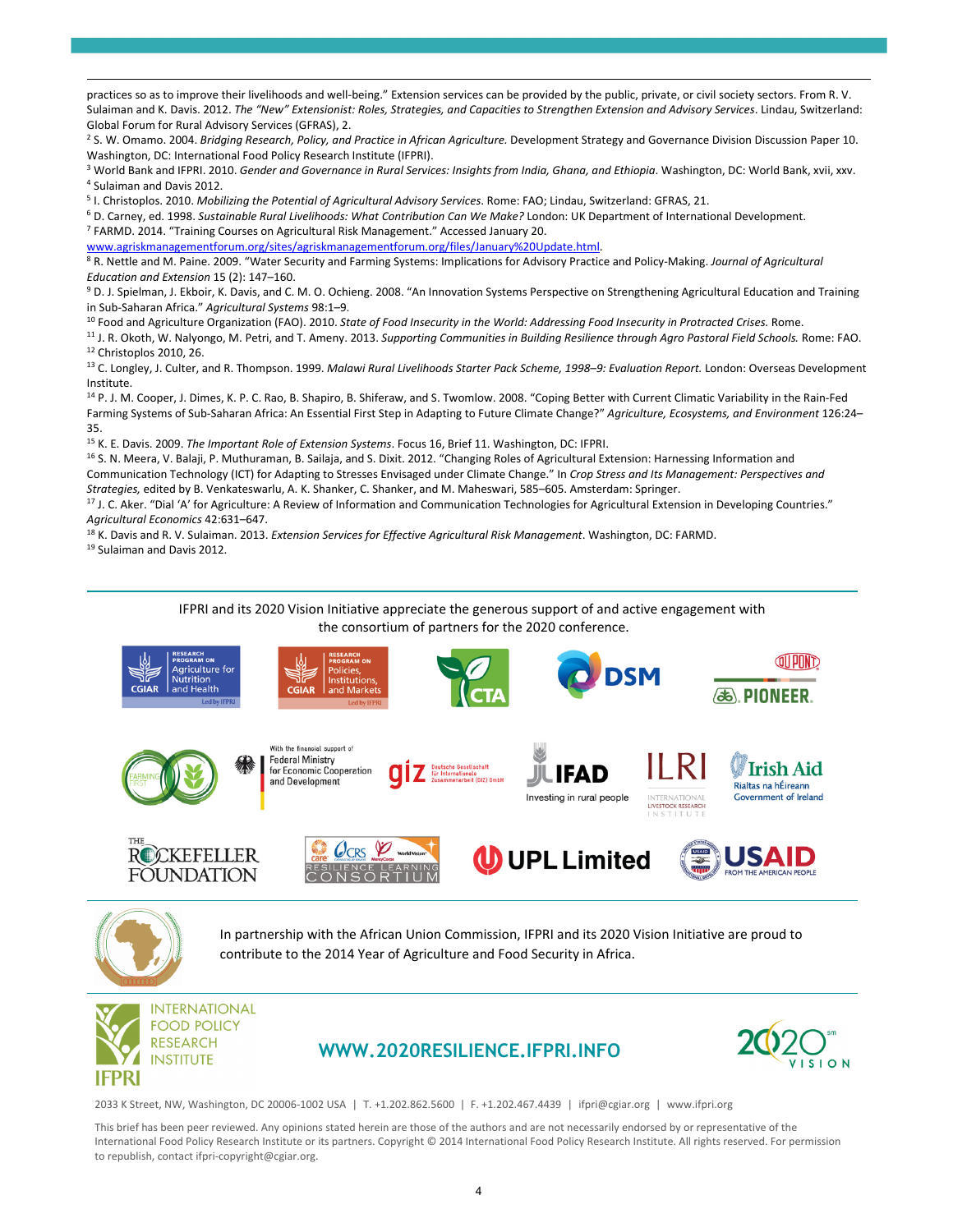practices so as to improve their livelihoods and well-being." Extension services can be provided by the public, private, or civil society sectors. From R. V. Sulaiman and K. Davis. 2012. *The "New" Extensionist: Roles, Strategies, and Capacities to Strengthen Extension and Advisory Services*. Lindau, Switzerland: Global Forum for Rural Advisory Services (GFRAS), 2.

[2] S. W. Omamo. 2004. *Bridging Research, Policy, and Practice in African Agriculture.* Development Strategy and Governance Division Discussion Paper 10. Washington, DC: International Food Policy Research Institute (IFPRI).

[3] World Bank and IFPRI. 2010. *Gender and Governance in Rural Services: Insights from India, Ghana, and Ethiopia*. Washington, DC: World Bank, xvii, xxv.

[4] Sulaiman and Davis 2012.

[5] I. Christoplos. 2010. *Mobilizing the Potential of Agricultural Advisory Services*. Rome: FAO; Lindau, Switzerland: GFRAS, 21.

[6] D. Carney, ed. 1998. *Sustainable Rural Livelihoods: What Contribution Can We Make?* London: UK Department of International Development.

[7] FARMD. 2014. "Training Courses on Agricultural Risk Management." Accessed January 20. www.agriskmanagementforum.org/sites/agriskmanagementforum.org/files/January%20Update.html.

[8] R. Nettle and M. Paine. 2009. "Water Security and Farming Systems: Implications for Advisory Practice and Policy-Making. *Journal of Agricultural Education and Extension* 15 (2): 147–160.

[9] D. J. Spielman, J. Ekboir, K. Davis, and C. M. O. Ochieng. 2008. "An Innovation Systems Perspective on Strengthening Agricultural Education and Training in Sub-Saharan Africa." *Agricultural Systems* 98:1–9.

[10] Food and Agriculture Organization (FAO). 2010. *State of Food Insecurity in the World: Addressing Food Insecurity in Protracted Crises.* Rome.

[11] J. R. Okoth, W. Nalyongo, M. Petri, and T. Ameny. 2013. *Supporting Communities in Building Resilience through Agro Pastoral Field Schools.* Rome: FAO.

[12] Christoplos 2010, 26.

[13] C. Longley, J. Culter, and R. Thompson. 1999. *Malawi Rural Livelihoods Starter Pack Scheme, 1998–9: Evaluation Report.* London: Overseas Development Institute.

[14] P. J. M. Cooper, J. Dimes, K. P. C. Rao, B. Shapiro, B. Shiferaw, and S. Twomlow. 2008. "Coping Better with Current Climatic Variability in the Rain-Fed Farming Systems of Sub-Saharan Africa: An Essential First Step in Adapting to Future Climate Change?" *Agriculture, Ecosystems, and Environment* 126:24–35.

[15] K. E. Davis. 2009. *The Important Role of Extension Systems*. Focus 16, Brief 11. Washington, DC: IFPRI.

[16] S. N. Meera, V. Balaji, P. Muthuraman, B. Sailaja, and S. Dixit. 2012. "Changing Roles of Agricultural Extension: Harnessing Information and Communication Technology (ICT) for Adapting to Stresses Envisaged under Climate Change." In *Crop Stress and Its Management: Perspectives and Strategies,* edited by B. Venkateswarlu, A. K. Shanker, C. Shanker, and M. Maheswari, 585–605. Amsterdam: Springer.

[17] J. C. Aker. "Dial 'A' for Agriculture: A Review of Information and Communication Technologies for Agricultural Extension in Developing Countries." *Agricultural Economics* 42:631–647.

[18] K. Davis and R. V. Sulaiman. 2013. *Extension Services for Effective Agricultural Risk Management*. Washington, DC: FARMD.

[19] Sulaiman and Davis 2012.

IFPRI and its 2020 Vision Initiative appreciate the generous support of and active engagement with the consortium of partners for the 2020 conference.

In partnership with the African Union Commission, IFPRI and its 2020 Vision Initiative are proud to contribute to the 2014 Year of Agriculture and Food Security in Africa.

INTERNATIONAL FOOD POLICY RESEARCH INSTITUTE

**WWW.2020RESILIENCE.IFPRI.INFO**

2033 K Street, NW, Washington, DC 20006-1002 USA | T. +1.202.862.5600 | F. +1.202.467.4439 | ifpri@cgiar.org | www.ifpri.org

This brief has been peer reviewed. Any opinions stated herein are those of the authors and are not necessarily endorsed by or representative of the International Food Policy Research Institute or its partners. Copyright © 2014 International Food Policy Research Institute. All rights reserved. For permission to republish, contact ifpri-copyright@cgiar.org.